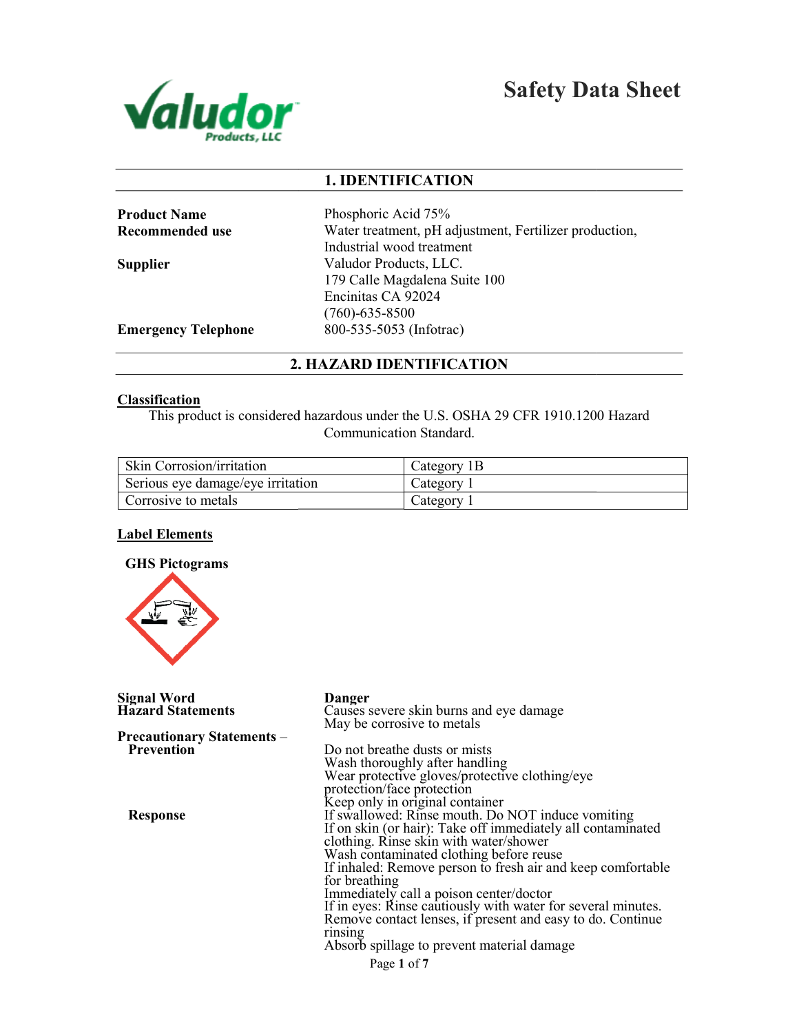# Safety Data Sheet

Valudor Products, LLC

## 1. IDENTIFICATION

**Product Name** Phosphoric Acid 75%

**Recommended use** Water treatment, pH adjustment, Fertilizer production, Industrial wood treatment

**Supplier** Valudor Products, LLC.
179 Calle Magdalena Suite 100
Encinitas CA 92024
(760)-635-8500

**Emergency Telephone** 800-535-5053 (Infotrac)

## 2. HAZARD IDENTIFICATION

**Classification**

This product is considered hazardous under the U.S. OSHA 29 CFR 1910.1200 Hazard Communication Standard.

| | |
|---|---|
| Skin Corrosion/irritation | Category 1B |
| Serious eye damage/eye irritation | Category 1 |
| Corrosive to metals | Category 1 |

**Label Elements**

**GHS Pictograms**

**Signal Word** Danger

**Hazard Statements**
Causes severe skin burns and eye damage
May be corrosive to metals

**Precautionary Statements – Prevention**
Do not breathe dusts or mists
Wash thoroughly after handling
Wear protective gloves/protective clothing/eye protection/face protection
Keep only in original container

**Response**
If swallowed: Rinse mouth. Do NOT induce vomiting
If on skin (or hair): Take off immediately all contaminated clothing. Rinse skin with water/shower
Wash contaminated clothing before reuse
If inhaled: Remove person to fresh air and keep comfortable for breathing
Immediately call a poison center/doctor
If in eyes: Rinse cautiously with water for several minutes. Remove contact lenses, if present and easy to do. Continue rinsing
Absorb spillage to prevent material damage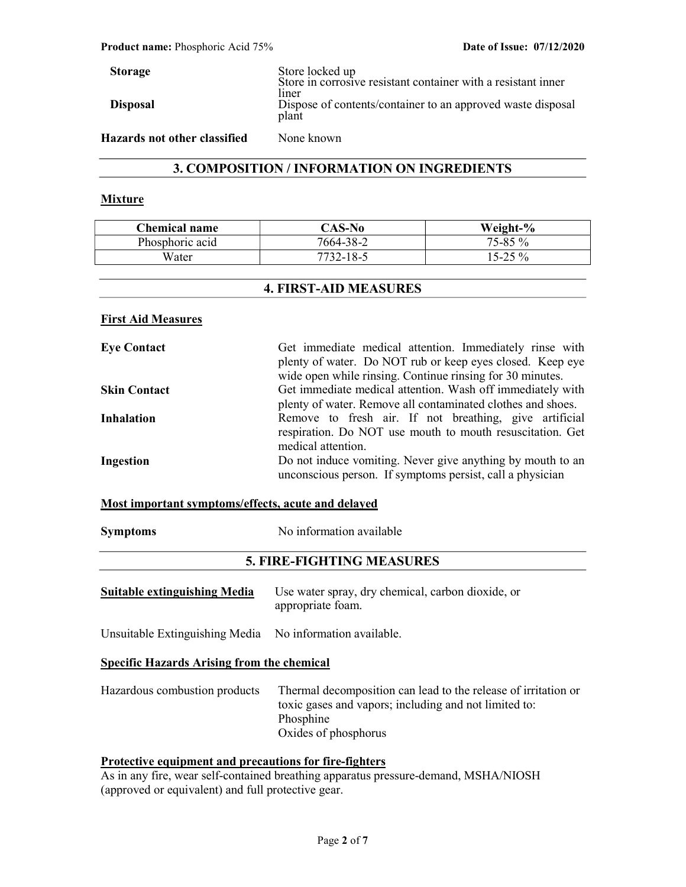| | |
|---|---|
| **Storage** | Store locked up<br>Store in corrosive resistant container with a resistant inner liner |
| **Disposal** | Dispose of contents/container to an approved waste disposal plant |

**Hazards not other classified** None known

## 3. COMPOSITION / INFORMATION ON INGREDIENTS

**Mixture**

| Chemical name | CAS-No | Weight-% |
|---|---|---|
| Phosphoric acid | 7664-38-2 | 75-85 % |
| Water | 7732-18-5 | 15-25 % |

## 4. FIRST-AID MEASURES

**First Aid Measures**

| | |
|---|---|
| **Eye Contact** | Get immediate medical attention. Immediately rinse with plenty of water. Do NOT rub or keep eyes closed. Keep eye wide open while rinsing. Continue rinsing for 30 minutes. |
| **Skin Contact** | Get immediate medical attention. Wash off immediately with plenty of water. Remove all contaminated clothes and shoes. |
| **Inhalation** | Remove to fresh air. If not breathing, give artificial respiration. Do NOT use mouth to mouth resuscitation. Get medical attention. |
| **Ingestion** | Do not induce vomiting. Never give anything by mouth to an unconscious person. If symptoms persist, call a physician |

**Most important symptoms/effects, acute and delayed**

**Symptoms** No information available

## 5. FIRE-FIGHTING MEASURES

**Suitable extinguishing Media** Use water spray, dry chemical, carbon dioxide, or appropriate foam.

Unsuitable Extinguishing Media No information available.

**Specific Hazards Arising from the chemical**

Hazardous combustion products Thermal decomposition can lead to the release of irritation or toxic gases and vapors; including and not limited to:
Phosphine
Oxides of phosphorus

**Protective equipment and precautions for fire-fighters**

As in any fire, wear self-contained breathing apparatus pressure-demand, MSHA/NIOSH (approved or equivalent) and full protective gear.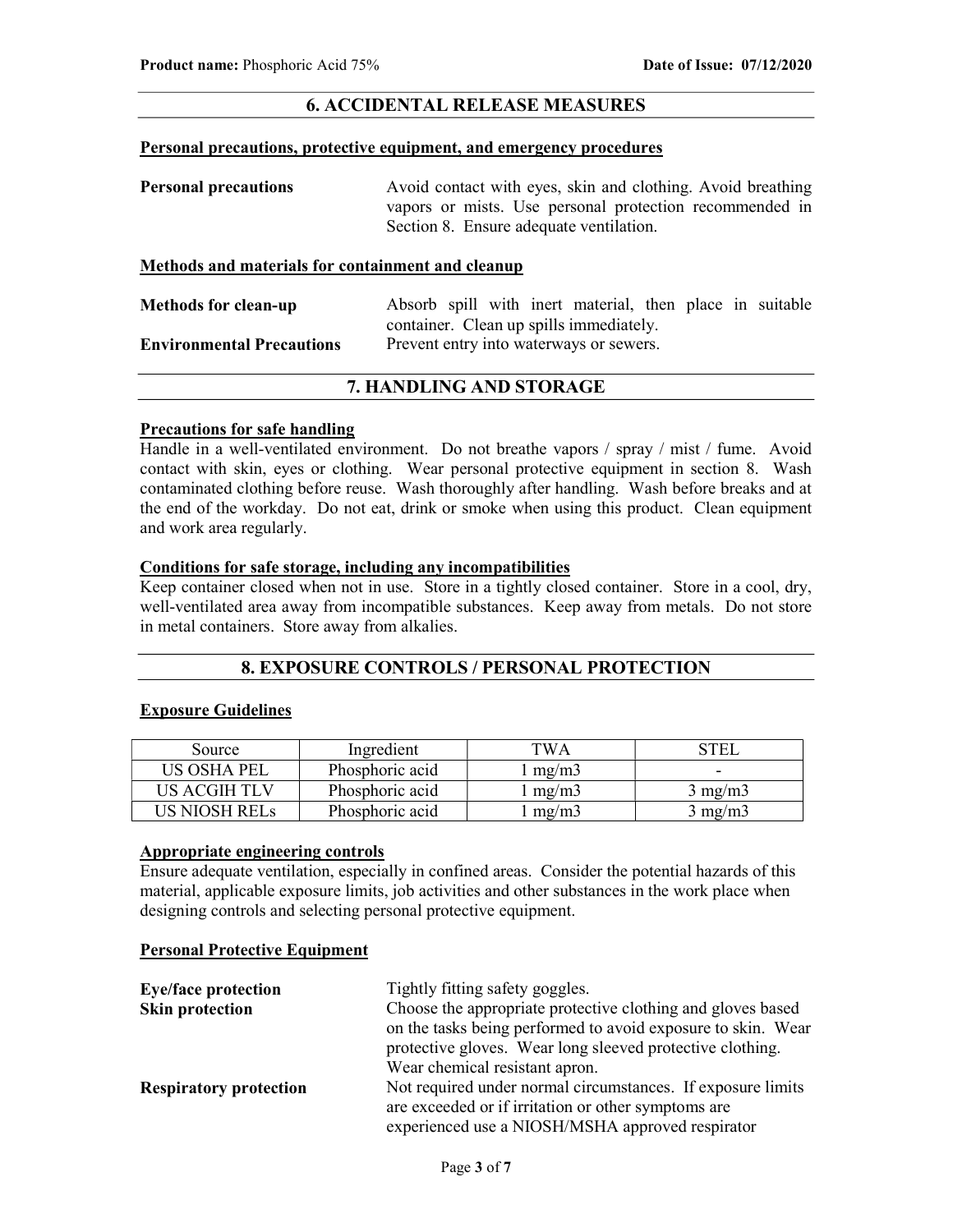## 6. ACCIDENTAL RELEASE MEASURES

### Personal precautions, protective equipment, and emergency procedures

**Personal precautions** Avoid contact with eyes, skin and clothing. Avoid breathing vapors or mists. Use personal protection recommended in Section 8. Ensure adequate ventilation.

### Methods and materials for containment and cleanup

**Methods for clean-up** Absorb spill with inert material, then place in suitable container. Clean up spills immediately.

**Environmental Precautions** Prevent entry into waterways or sewers.

## 7. HANDLING AND STORAGE

### Precautions for safe handling

Handle in a well-ventilated environment. Do not breathe vapors / spray / mist / fume. Avoid contact with skin, eyes or clothing. Wear personal protective equipment in section 8. Wash contaminated clothing before reuse. Wash thoroughly after handling. Wash before breaks and at the end of the workday. Do not eat, drink or smoke when using this product. Clean equipment and work area regularly.

### Conditions for safe storage, including any incompatibilities

Keep container closed when not in use. Store in a tightly closed container. Store in a cool, dry, well-ventilated area away from incompatible substances. Keep away from metals. Do not store in metal containers. Store away from alkalies.

## 8. EXPOSURE CONTROLS / PERSONAL PROTECTION

### Exposure Guidelines

| Source | Ingredient | TWA | STEL |
|---|---|---|---|
| US OSHA PEL | Phosphoric acid | 1 mg/m3 | - |
| US ACGIH TLV | Phosphoric acid | 1 mg/m3 | 3 mg/m3 |
| US NIOSH RELs | Phosphoric acid | 1 mg/m3 | 3 mg/m3 |

### Appropriate engineering controls

Ensure adequate ventilation, especially in confined areas. Consider the potential hazards of this material, applicable exposure limits, job activities and other substances in the work place when designing controls and selecting personal protective equipment.

### Personal Protective Equipment

**Eye/face protection** Tightly fitting safety goggles.

**Skin protection** Choose the appropriate protective clothing and gloves based on the tasks being performed to avoid exposure to skin. Wear protective gloves. Wear long sleeved protective clothing. Wear chemical resistant apron.

**Respiratory protection** Not required under normal circumstances. If exposure limits are exceeded or if irritation or other symptoms are experienced use a NIOSH/MSHA approved respirator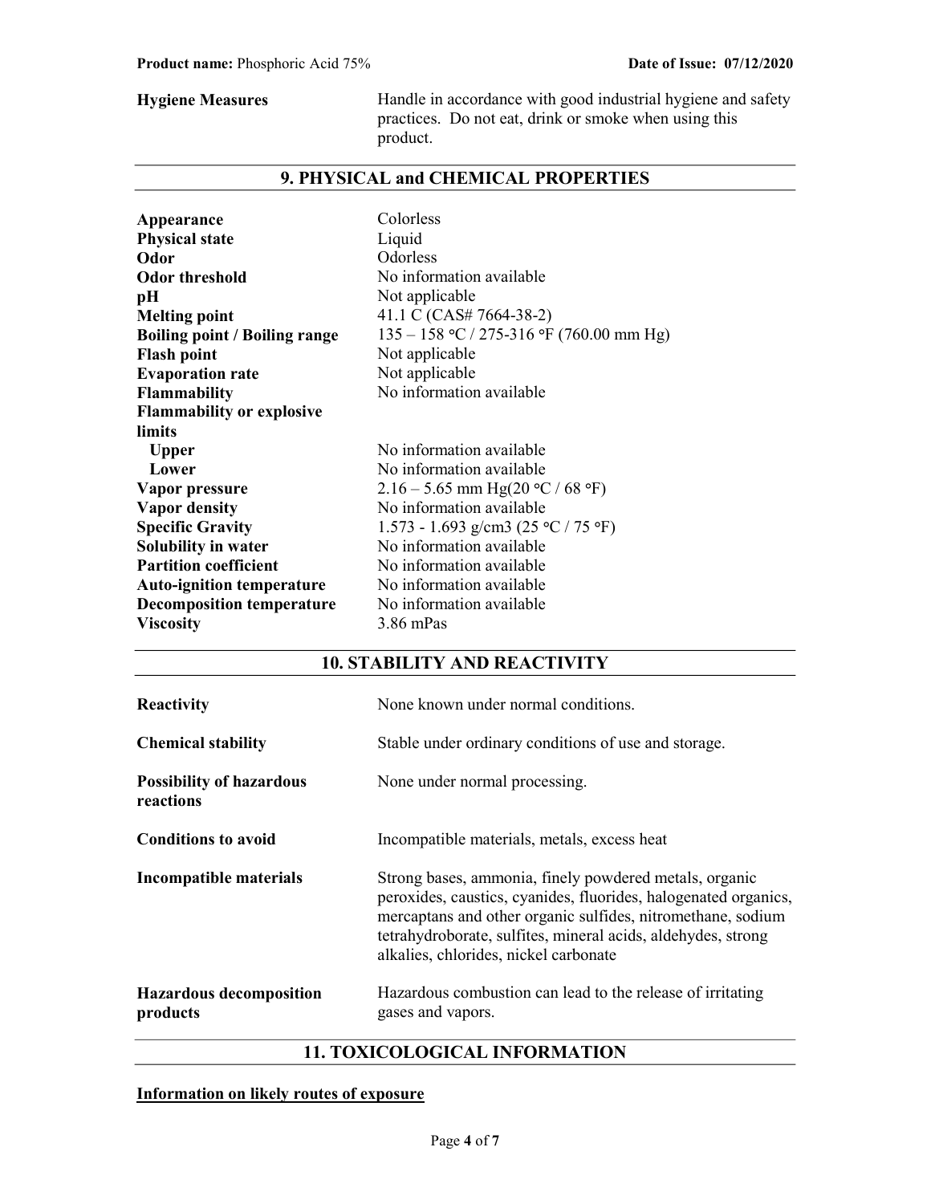**Hygiene Measures** Handle in accordance with good industrial hygiene and safety practices. Do not eat, drink or smoke when using this product.

## 9. PHYSICAL and CHEMICAL PROPERTIES

| | |
|---|---|
| **Appearance** | Colorless |
| **Physical state** | Liquid |
| **Odor** | Odorless |
| **Odor threshold** | No information available |
| **pH** | Not applicable |
| **Melting point** | 41.1 C (CAS# 7664-38-2) |
| **Boiling point / Boiling range** | 135 – 158 °C / 275-316 °F (760.00 mm Hg) |
| **Flash point** | Not applicable |
| **Evaporation rate** | Not applicable |
| **Flammability** | No information available |
| **Flammability or explosive limits** | |
| **Upper** | No information available |
| **Lower** | No information available |
| **Vapor pressure** | 2.16 – 5.65 mm Hg(20 °C / 68 °F) |
| **Vapor density** | No information available |
| **Specific Gravity** | 1.573 - 1.693 g/cm3 (25 °C / 75 °F) |
| **Solubility in water** | No information available |
| **Partition coefficient** | No information available |
| **Auto-ignition temperature** | No information available |
| **Decomposition temperature** | No information available |
| **Viscosity** | 3.86 mPas |

## 10. STABILITY AND REACTIVITY

| | |
|---|---|
| **Reactivity** | None known under normal conditions. |
| **Chemical stability** | Stable under ordinary conditions of use and storage. |
| **Possibility of hazardous reactions** | None under normal processing. |
| **Conditions to avoid** | Incompatible materials, metals, excess heat |
| **Incompatible materials** | Strong bases, ammonia, finely powdered metals, organic peroxides, caustics, cyanides, fluorides, halogenated organics, mercaptans and other organic sulfides, nitromethane, sodium tetrahydroborate, sulfites, mineral acids, aldehydes, strong alkalies, chlorides, nickel carbonate |
| **Hazardous decomposition products** | Hazardous combustion can lead to the release of irritating gases and vapors. |

## 11. TOXICOLOGICAL INFORMATION

**Information on likely routes of exposure**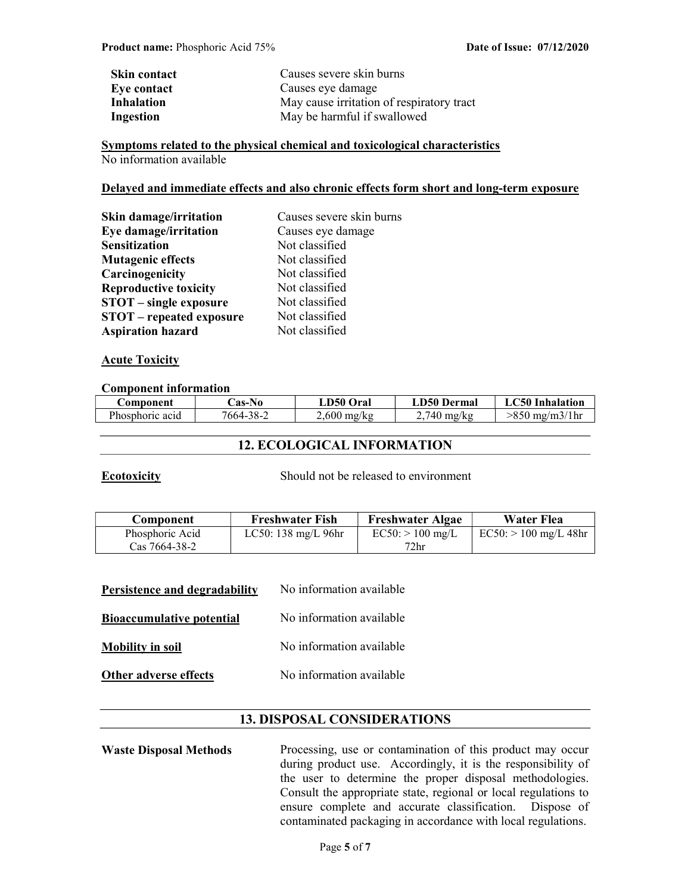| | |
|---|---|
| **Skin contact** | Causes severe skin burns |
| **Eye contact** | Causes eye damage |
| **Inhalation** | May cause irritation of respiratory tract |
| **Ingestion** | May be harmful if swallowed |

**Symptoms related to the physical chemical and toxicological characteristics**

No information available

**Delayed and immediate effects and also chronic effects form short and long-term exposure**

| | |
|---|---|
| **Skin damage/irritation** | Causes severe skin burns |
| **Eye damage/irritation** | Causes eye damage |
| **Sensitization** | Not classified |
| **Mutagenic effects** | Not classified |
| **Carcinogenicity** | Not classified |
| **Reproductive toxicity** | Not classified |
| **STOT – single exposure** | Not classified |
| **STOT – repeated exposure** | Not classified |
| **Aspiration hazard** | Not classified |

**Acute Toxicity**

**Component information**

| Component | Cas-No | LD50 Oral | LD50 Dermal | LC50 Inhalation |
|---|---|---|---|---|
| Phosphoric acid | 7664-38-2 | 2,600 mg/kg | 2,740 mg/kg | >850 mg/m3/1hr |

## 12. ECOLOGICAL INFORMATION

**Ecotoxicity** Should not be released to environment

| Component | Freshwater Fish | Freshwater Algae | Water Flea |
|---|---|---|---|
| Phosphoric Acid Cas 7664-38-2 | LC50: 138 mg/L 96hr | EC50: > 100 mg/L 72hr | EC50: > 100 mg/L 48hr |

**Persistence and degradability** No information available

**Bioaccumulative potential** No information available

**Mobility in soil** No information available

**Other adverse effects** No information available

## 13. DISPOSAL CONSIDERATIONS

**Waste Disposal Methods** Processing, use or contamination of this product may occur during product use. Accordingly, it is the responsibility of the user to determine the proper disposal methodologies. Consult the appropriate state, regional or local regulations to ensure complete and accurate classification. Dispose of contaminated packaging in accordance with local regulations.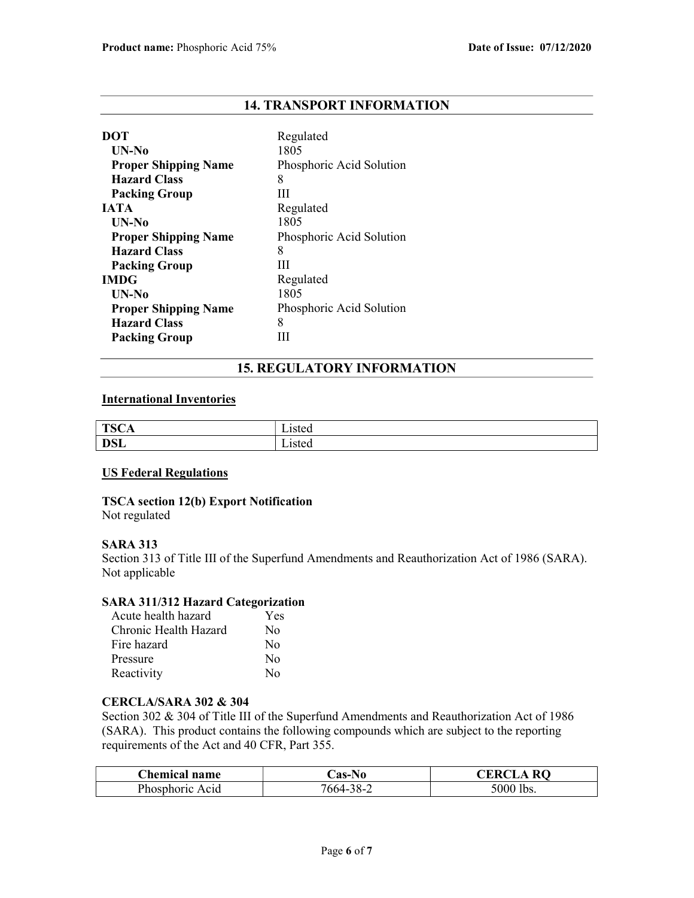## 14. TRANSPORT INFORMATION

**DOT** Regulated
- **UN-No** 1805
- **Proper Shipping Name** Phosphoric Acid Solution
- **Hazard Class** 8
- **Packing Group** III

**IATA** Regulated
- **UN-No** 1805
- **Proper Shipping Name** Phosphoric Acid Solution
- **Hazard Class** 8
- **Packing Group** III

**IMDG** Regulated
- **UN-No** 1805
- **Proper Shipping Name** Phosphoric Acid Solution
- **Hazard Class** 8
- **Packing Group** III

## 15. REGULATORY INFORMATION

**International Inventories**

| | |
|---|---|
| **TSCA** | Listed |
| **DSL** | Listed |

**US Federal Regulations**

**TSCA section 12(b) Export Notification**
Not regulated

**SARA 313**
Section 313 of Title III of the Superfund Amendments and Reauthorization Act of 1986 (SARA).
Not applicable

**SARA 311/312 Hazard Categorization**

| | |
|---|---|
| Acute health hazard | Yes |
| Chronic Health Hazard | No |
| Fire hazard | No |
| Pressure | No |
| Reactivity | No |

**CERCLA/SARA 302 & 304**
Section 302 & 304 of Title III of the Superfund Amendments and Reauthorization Act of 1986 (SARA). This product contains the following compounds which are subject to the reporting requirements of the Act and 40 CFR, Part 355.

| Chemical name | Cas-No | CERCLA RQ |
|---|---|---|
| Phosphoric Acid | 7664-38-2 | 5000 lbs. |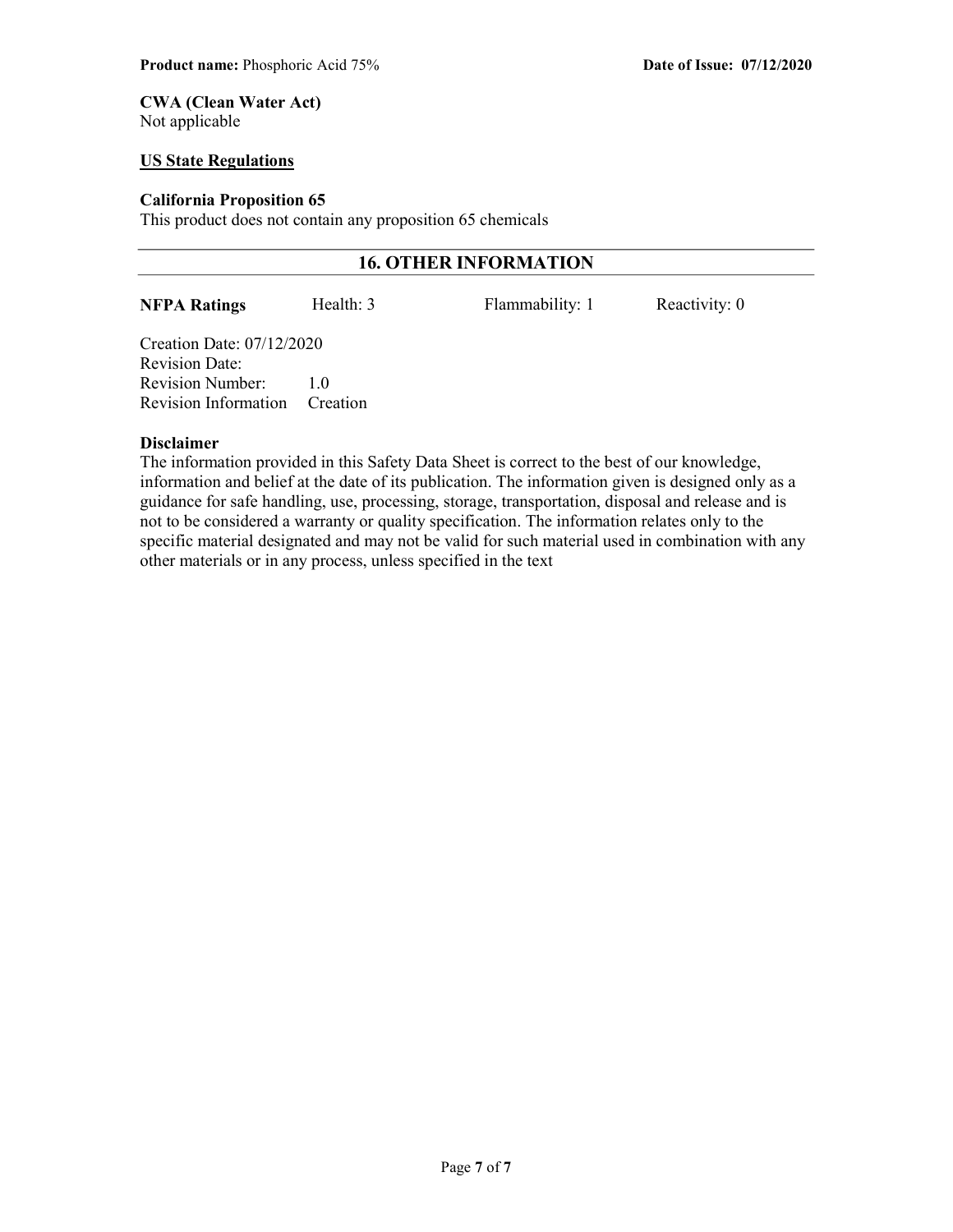**CWA (Clean Water Act)**
Not applicable

**US State Regulations**

**California Proposition 65**
This product does not contain any proposition 65 chemicals

## 16. OTHER INFORMATION

| | | | |
|---|---|---|---|
| **NFPA Ratings** | Health: 3 | Flammability: 1 | Reactivity: 0 |

Creation Date: 07/12/2020
Revision Date:
Revision Number: 1.0
Revision Information Creation

**Disclaimer**
The information provided in this Safety Data Sheet is correct to the best of our knowledge, information and belief at the date of its publication. The information given is designed only as a guidance for safe handling, use, processing, storage, transportation, disposal and release and is not to be considered a warranty or quality specification. The information relates only to the specific material designated and may not be valid for such material used in combination with any other materials or in any process, unless specified in the text